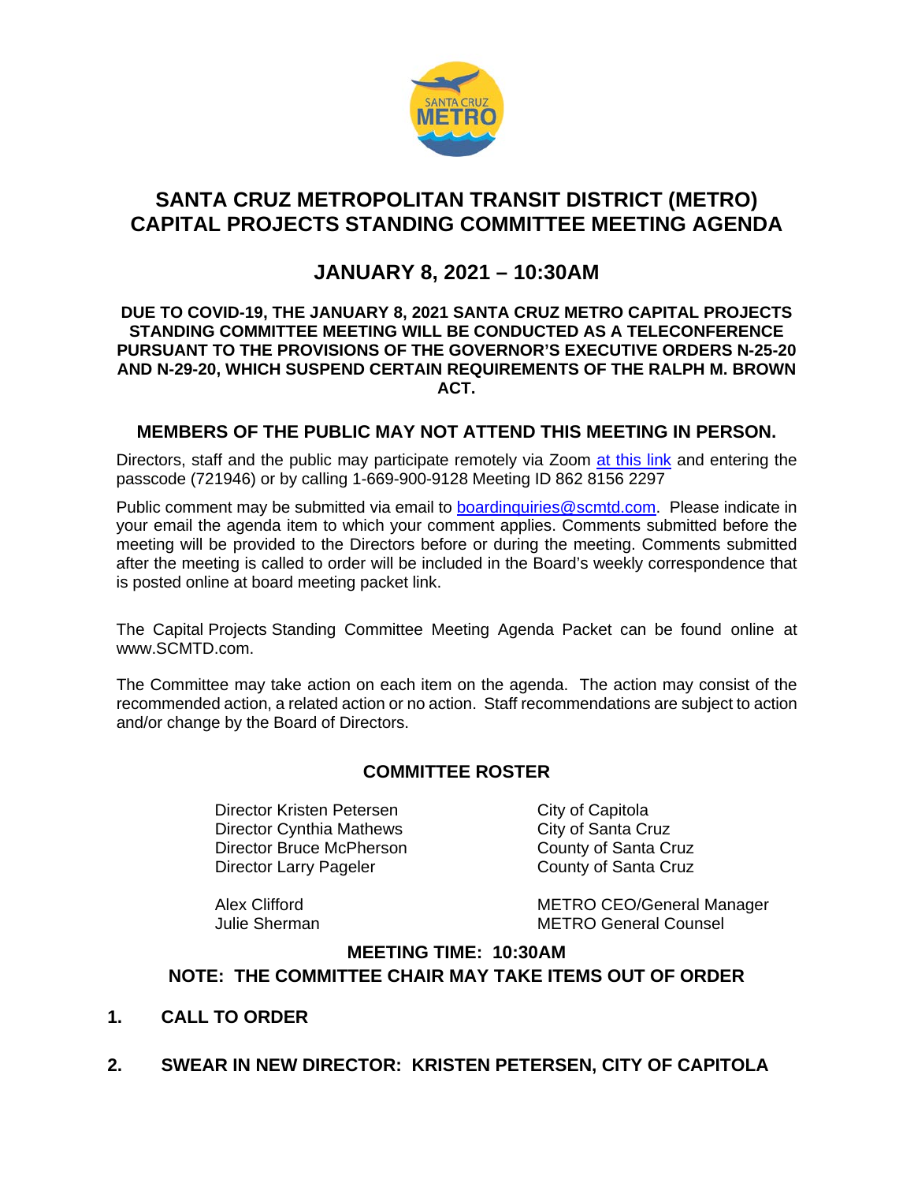# SANTA CRUZ METROPOLITAN TRANSIT DISTRICT (METRO) CAPITAL PROJECTS STANDING COMMITTEE MEETING AGENDA

## JANUARY 8, 2021 – 10:30AM

**DUE TO COVID-19, THE JANUARY 8, 2021 SANTA CRUZ METRO CAPITAL PROJECTS STANDING COMMITTEE MEETING WILL BE CONDUCTED AS A TELECONFERENCE PURSUANT TO THE PROVISIONS OF THE GOVERNOR'S EXECUTIVE ORDERS N-25-20 AND N-29-20, WHICH SUSPEND CERTAIN REQUIREMENTS OF THE RALPH M. BROWN ACT.**

**MEMBERS OF THE PUBLIC MAY NOT ATTEND THIS MEETING IN PERSON.**

Directors, staff and the public may participate remotely via Zoom at this link and entering the passcode (721946) or by calling 1-669-900-9128 Meeting ID 862 8156 2297

Public comment may be submitted via email to boardinquiries@scmtd.com. Please indicate in your email the agenda item to which your comment applies. Comments submitted before the meeting will be provided to the Directors before or during the meeting. Comments submitted after the meeting is called to order will be included in the Board's weekly correspondence that is posted online at board meeting packet link.

The Capital Projects Standing Committee Meeting Agenda Packet can be found online at www.SCMTD.com.

The Committee may take action on each item on the agenda. The action may consist of the recommended action, a related action or no action. Staff recommendations are subject to action and/or change by the Board of Directors.

**COMMITTEE ROSTER**

| | |
|---|---|
| Director Kristen Petersen | City of Capitola |
| Director Cynthia Mathews | City of Santa Cruz |
| Director Bruce McPherson | County of Santa Cruz |
| Director Larry Pageler | County of Santa Cruz |
| Alex Clifford | METRO CEO/General Manager |
| Julie Sherman | METRO General Counsel |

**MEETING TIME: 10:30AM**

**NOTE: THE COMMITTEE CHAIR MAY TAKE ITEMS OUT OF ORDER**

**1. CALL TO ORDER**

**2. SWEAR IN NEW DIRECTOR: KRISTEN PETERSEN, CITY OF CAPITOLA**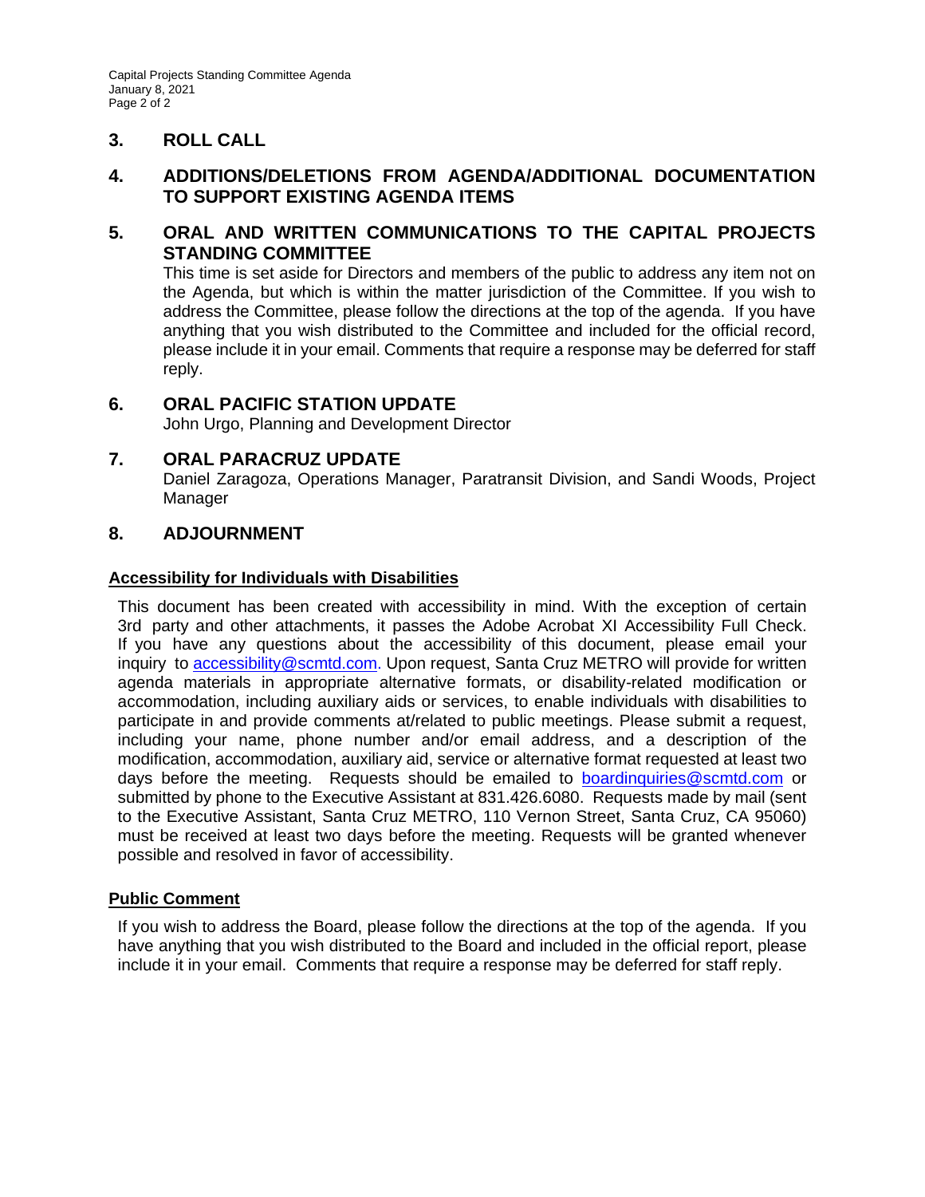## 3. ROLL CALL

## 4. ADDITIONS/DELETIONS FROM AGENDA/ADDITIONAL DOCUMENTATION TO SUPPORT EXISTING AGENDA ITEMS

## 5. ORAL AND WRITTEN COMMUNICATIONS TO THE CAPITAL PROJECTS STANDING COMMITTEE

This time is set aside for Directors and members of the public to address any item not on the Agenda, but which is within the matter jurisdiction of the Committee. If you wish to address the Committee, please follow the directions at the top of the agenda. If you have anything that you wish distributed to the Committee and included for the official record, please include it in your email. Comments that require a response may be deferred for staff reply.

## 6. ORAL PACIFIC STATION UPDATE

John Urgo, Planning and Development Director

## 7. ORAL PARACRUZ UPDATE

Daniel Zaragoza, Operations Manager, Paratransit Division, and Sandi Woods, Project Manager

## 8. ADJOURNMENT

**Accessibility for Individuals with Disabilities**

This document has been created with accessibility in mind. With the exception of certain 3rd party and other attachments, it passes the Adobe Acrobat XI Accessibility Full Check. If you have any questions about the accessibility of this document, please email your inquiry to accessibility@scmtd.com. Upon request, Santa Cruz METRO will provide for written agenda materials in appropriate alternative formats, or disability-related modification or accommodation, including auxiliary aids or services, to enable individuals with disabilities to participate in and provide comments at/related to public meetings. Please submit a request, including your name, phone number and/or email address, and a description of the modification, accommodation, auxiliary aid, service or alternative format requested at least two days before the meeting. Requests should be emailed to boardinquiries@scmtd.com or submitted by phone to the Executive Assistant at 831.426.6080. Requests made by mail (sent to the Executive Assistant, Santa Cruz METRO, 110 Vernon Street, Santa Cruz, CA 95060) must be received at least two days before the meeting. Requests will be granted whenever possible and resolved in favor of accessibility.

**Public Comment**

If you wish to address the Board, please follow the directions at the top of the agenda. If you have anything that you wish distributed to the Board and included in the official report, please include it in your email. Comments that require a response may be deferred for staff reply.